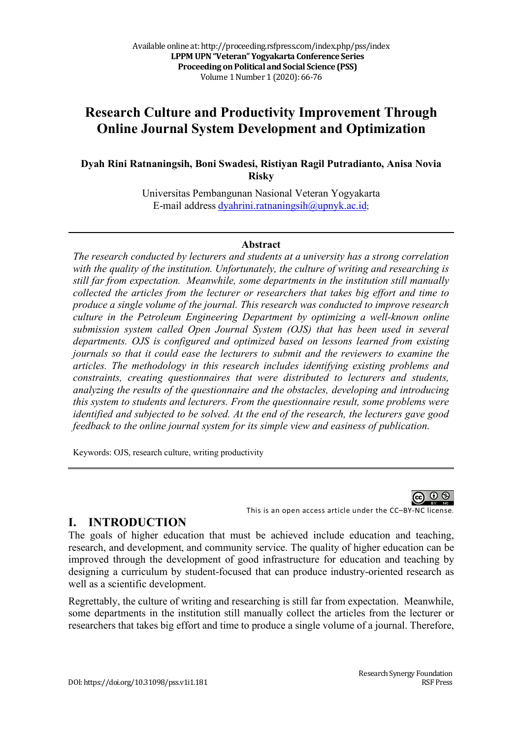# Research Culture and Productivity Improvement Through Online Journal System Development and Optimization

**Dyah Rini Ratnaningsih, Boni Swadesi, Ristiyan Ragil Putradianto, Anisa Novia Risky**

Universitas Pembangunan Nasional Veteran Yogyakarta
E-mail address dyahrini.ratnaningsih@upnyk.ac.id;

---

**Abstract**

*The research conducted by lecturers and students at a university has a strong correlation with the quality of the institution. Unfortunately, the culture of writing and researching is still far from expectation. Meanwhile, some departments in the institution still manually collected the articles from the lecturer or researchers that takes big effort and time to produce a single volume of the journal. This research was conducted to improve research culture in the Petroleum Engineering Department by optimizing a well-known online submission system called Open Journal System (OJS) that has been used in several departments. OJS is configured and optimized based on lessons learned from existing journals so that it could ease the lecturers to submit and the reviewers to examine the articles. The methodology in this research includes identifying existing problems and constraints, creating questionnaires that were distributed to lecturers and students, analyzing the results of the questionnaire and the obstacles, developing and introducing this system to students and lecturers. From the questionnaire result, some problems were identified and subjected to be solved. At the end of the research, the lecturers gave good feedback to the online journal system for its simple view and easiness of publication.*

Keywords: OJS, research culture, writing productivity

---

This is an open access article under the CC–BY-NC license.

## I. INTRODUCTION

The goals of higher education that must be achieved include education and teaching, research, and development, and community service. The quality of higher education can be improved through the development of good infrastructure for education and teaching by designing a curriculum by student-focused that can produce industry-oriented research as well as a scientific development.

Regrettably, the culture of writing and researching is still far from expectation. Meanwhile, some departments in the institution still manually collect the articles from the lecturer or researchers that takes big effort and time to produce a single volume of a journal. Therefore,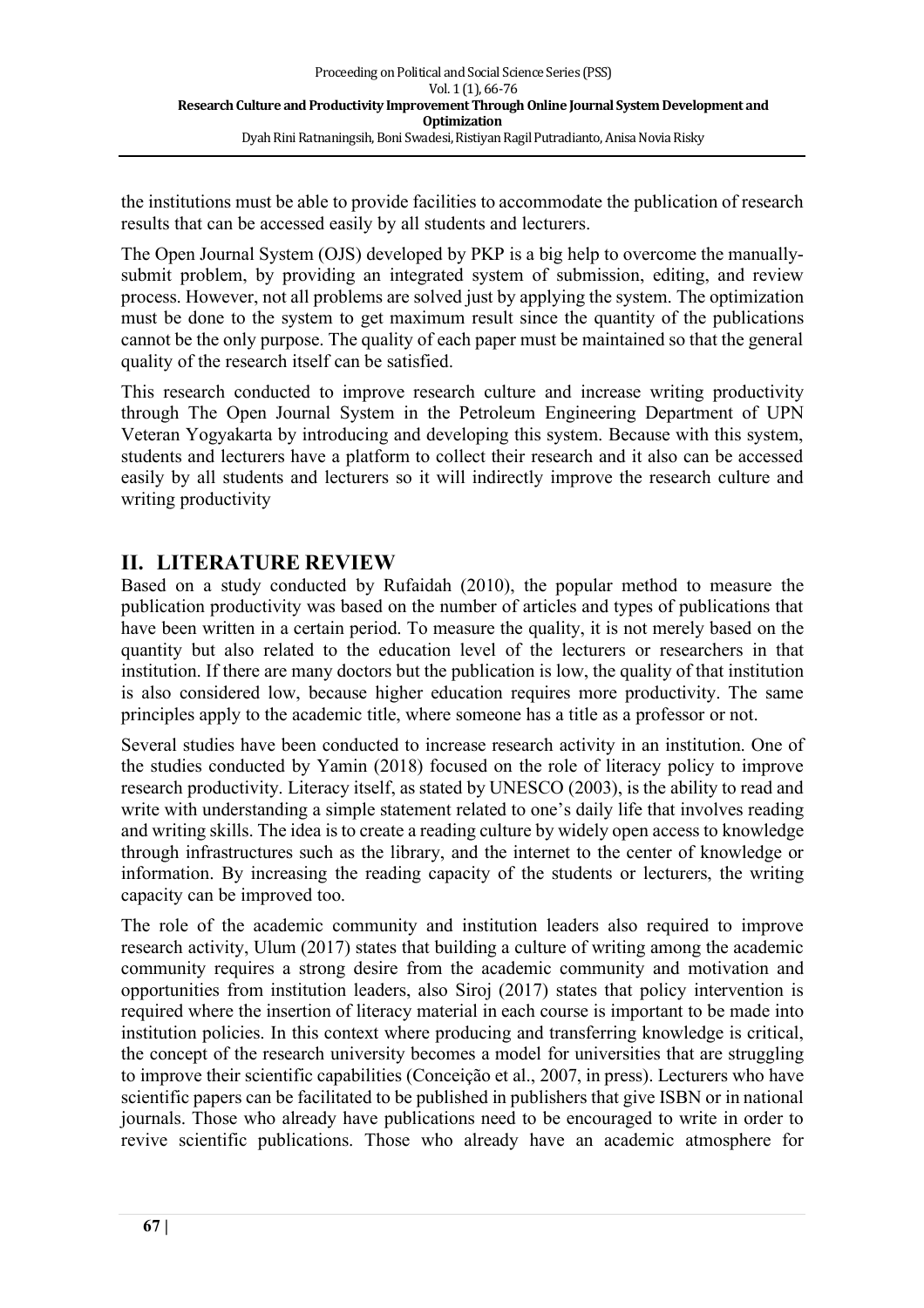the institutions must be able to provide facilities to accommodate the publication of research results that can be accessed easily by all students and lecturers.

The Open Journal System (OJS) developed by PKP is a big help to overcome the manually-submit problem, by providing an integrated system of submission, editing, and review process. However, not all problems are solved just by applying the system. The optimization must be done to the system to get maximum result since the quantity of the publications cannot be the only purpose. The quality of each paper must be maintained so that the general quality of the research itself can be satisfied.

This research conducted to improve research culture and increase writing productivity through The Open Journal System in the Petroleum Engineering Department of UPN Veteran Yogyakarta by introducing and developing this system. Because with this system, students and lecturers have a platform to collect their research and it also can be accessed easily by all students and lecturers so it will indirectly improve the research culture and writing productivity

## II. LITERATURE REVIEW

Based on a study conducted by Rufaidah (2010), the popular method to measure the publication productivity was based on the number of articles and types of publications that have been written in a certain period. To measure the quality, it is not merely based on the quantity but also related to the education level of the lecturers or researchers in that institution. If there are many doctors but the publication is low, the quality of that institution is also considered low, because higher education requires more productivity. The same principles apply to the academic title, where someone has a title as a professor or not.

Several studies have been conducted to increase research activity in an institution. One of the studies conducted by Yamin (2018) focused on the role of literacy policy to improve research productivity. Literacy itself, as stated by UNESCO (2003), is the ability to read and write with understanding a simple statement related to one's daily life that involves reading and writing skills. The idea is to create a reading culture by widely open access to knowledge through infrastructures such as the library, and the internet to the center of knowledge or information. By increasing the reading capacity of the students or lecturers, the writing capacity can be improved too.

The role of the academic community and institution leaders also required to improve research activity, Ulum (2017) states that building a culture of writing among the academic community requires a strong desire from the academic community and motivation and opportunities from institution leaders, also Siroj (2017) states that policy intervention is required where the insertion of literacy material in each course is important to be made into institution policies. In this context where producing and transferring knowledge is critical, the concept of the research university becomes a model for universities that are struggling to improve their scientific capabilities (Conceição et al., 2007, in press). Lecturers who have scientific papers can be facilitated to be published in publishers that give ISBN or in national journals. Those who already have publications need to be encouraged to write in order to revive scientific publications. Those who already have an academic atmosphere for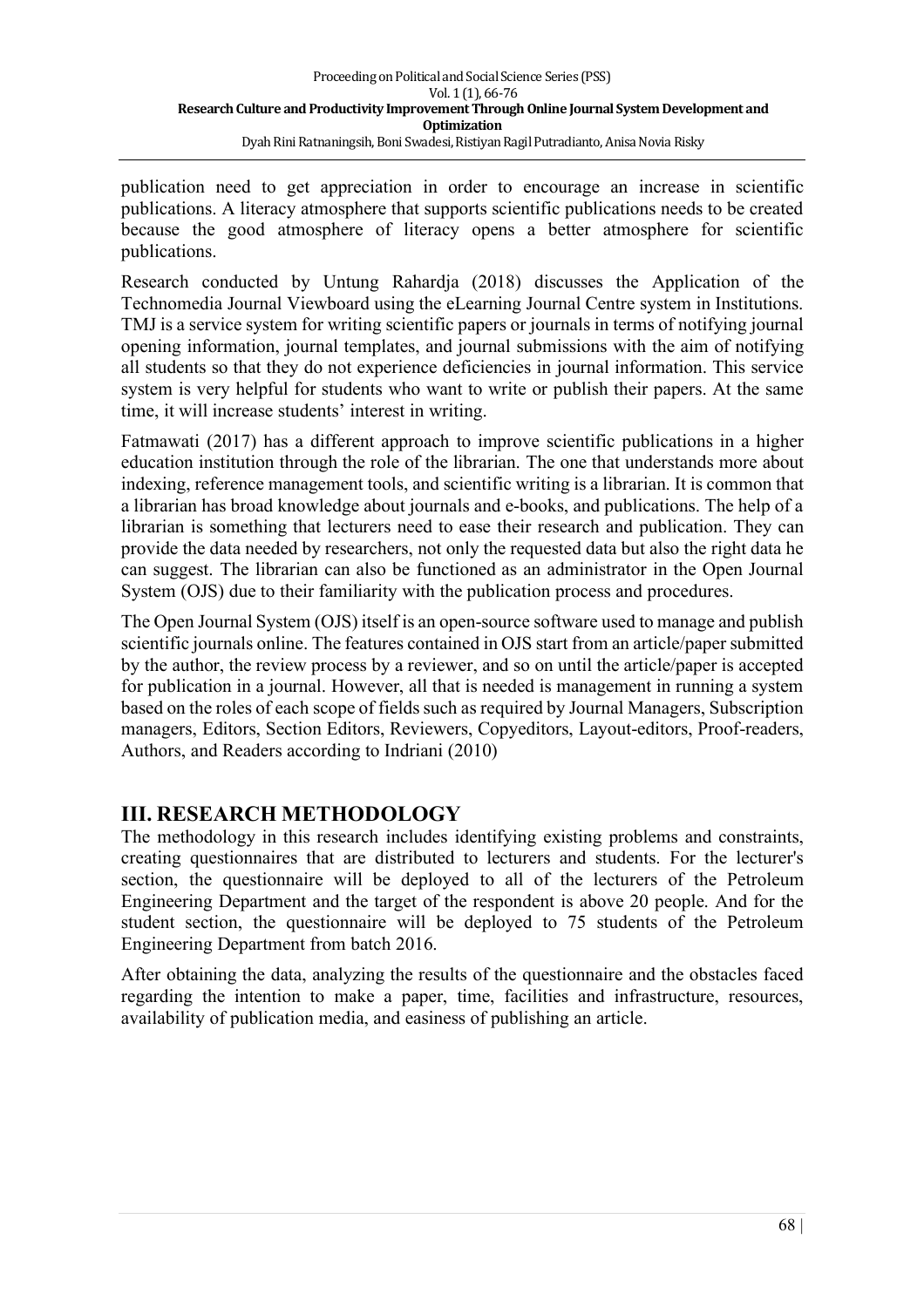publication need to get appreciation in order to encourage an increase in scientific publications. A literacy atmosphere that supports scientific publications needs to be created because the good atmosphere of literacy opens a better atmosphere for scientific publications.

Research conducted by Untung Rahardja (2018) discusses the Application of the Technomedia Journal Viewboard using the eLearning Journal Centre system in Institutions. TMJ is a service system for writing scientific papers or journals in terms of notifying journal opening information, journal templates, and journal submissions with the aim of notifying all students so that they do not experience deficiencies in journal information. This service system is very helpful for students who want to write or publish their papers. At the same time, it will increase students' interest in writing.

Fatmawati (2017) has a different approach to improve scientific publications in a higher education institution through the role of the librarian. The one that understands more about indexing, reference management tools, and scientific writing is a librarian. It is common that a librarian has broad knowledge about journals and e-books, and publications. The help of a librarian is something that lecturers need to ease their research and publication. They can provide the data needed by researchers, not only the requested data but also the right data he can suggest. The librarian can also be functioned as an administrator in the Open Journal System (OJS) due to their familiarity with the publication process and procedures.

The Open Journal System (OJS) itself is an open-source software used to manage and publish scientific journals online. The features contained in OJS start from an article/paper submitted by the author, the review process by a reviewer, and so on until the article/paper is accepted for publication in a journal. However, all that is needed is management in running a system based on the roles of each scope of fields such as required by Journal Managers, Subscription managers, Editors, Section Editors, Reviewers, Copyeditors, Layout-editors, Proof-readers, Authors, and Readers according to Indriani (2010)

## III. RESEARCH METHODOLOGY

The methodology in this research includes identifying existing problems and constraints, creating questionnaires that are distributed to lecturers and students. For the lecturer's section, the questionnaire will be deployed to all of the lecturers of the Petroleum Engineering Department and the target of the respondent is above 20 people. And for the student section, the questionnaire will be deployed to 75 students of the Petroleum Engineering Department from batch 2016.

After obtaining the data, analyzing the results of the questionnaire and the obstacles faced regarding the intention to make a paper, time, facilities and infrastructure, resources, availability of publication media, and easiness of publishing an article.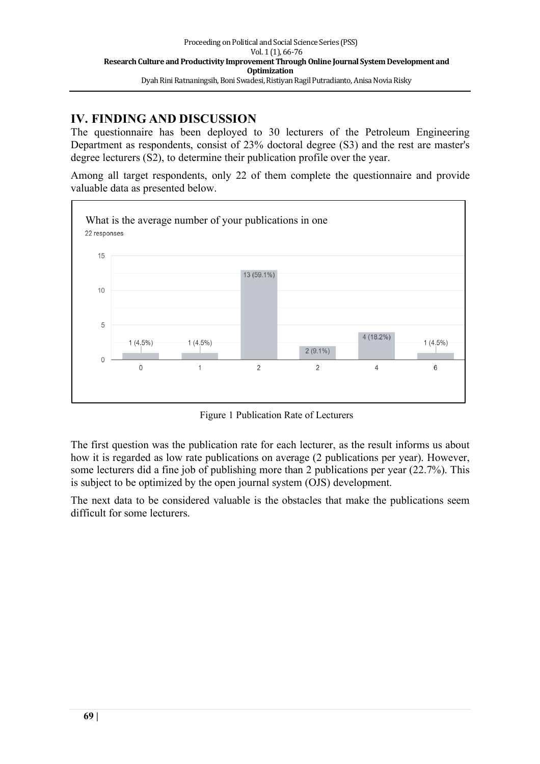## IV. FINDING AND DISCUSSION

The questionnaire has been deployed to 30 lecturers of the Petroleum Engineering Department as respondents, consist of 23% doctoral degree (S3) and the rest are master's degree lecturers (S2), to determine their publication profile over the year.

Among all target respondents, only 22 of them complete the questionnaire and provide valuable data as presented below.

What is the average number of your publications in one

22 responses

| Number of publications | Responses |
|---|---|
| 0 | 1 (4.5%) |
| 1 | 1 (4.5%) |
| 2 | 13 (59.1%) |
| 2 | 2 (9.1%) |
| 4 | 4 (18.2%) |
| 6 | 1 (4.5%) |

Figure 1 Publication Rate of Lecturers

The first question was the publication rate for each lecturer, as the result informs us about how it is regarded as low rate publications on average (2 publications per year). However, some lecturers did a fine job of publishing more than 2 publications per year (22.7%). This is subject to be optimized by the open journal system (OJS) development.

The next data to be considered valuable is the obstacles that make the publications seem difficult for some lecturers.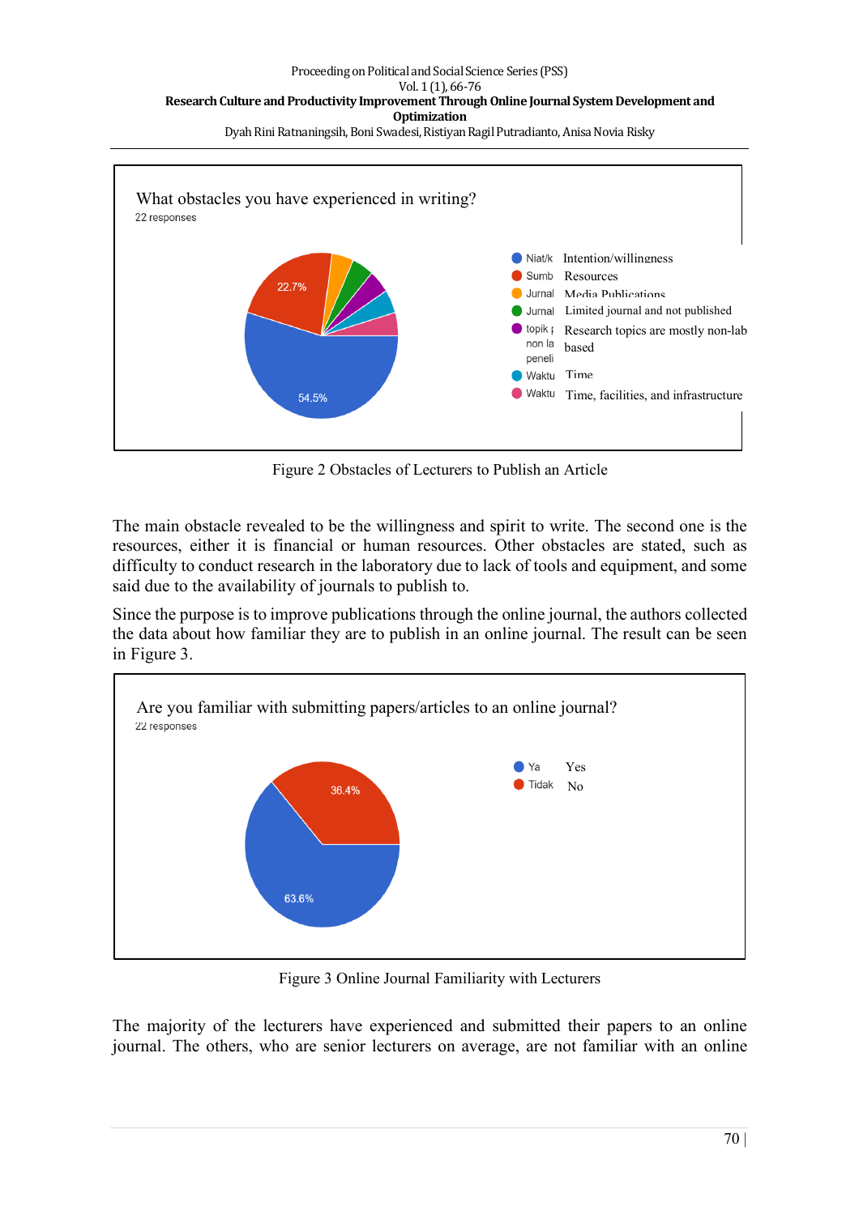What obstacles you have experienced in writing?

22 responses

- Niat/k — Intention/willingness: 54.5%
- Sumb — Resources: 22.7%
- Jurnal — Media Publications
- Jurnal — Limited journal and not published
- topik non la peneli — Research topics are mostly non-lab based
- Waktu — Time
- Waktu — Time, facilities, and infrastructure

Figure 2 Obstacles of Lecturers to Publish an Article

The main obstacle revealed to be the willingness and spirit to write. The second one is the resources, either it is financial or human resources. Other obstacles are stated, such as difficulty to conduct research in the laboratory due to lack of tools and equipment, and some said due to the availability of journals to publish to.

Since the purpose is to improve publications through the online journal, the authors collected the data about how familiar they are to publish in an online journal. The result can be seen in Figure 3.

Are you familiar with submitting papers/articles to an online journal?

22 responses

- Ya — Yes: 63.6%
- Tidak — No: 36.4%

Figure 3 Online Journal Familiarity with Lecturers

The majority of the lecturers have experienced and submitted their papers to an online journal. The others, who are senior lecturers on average, are not familiar with an online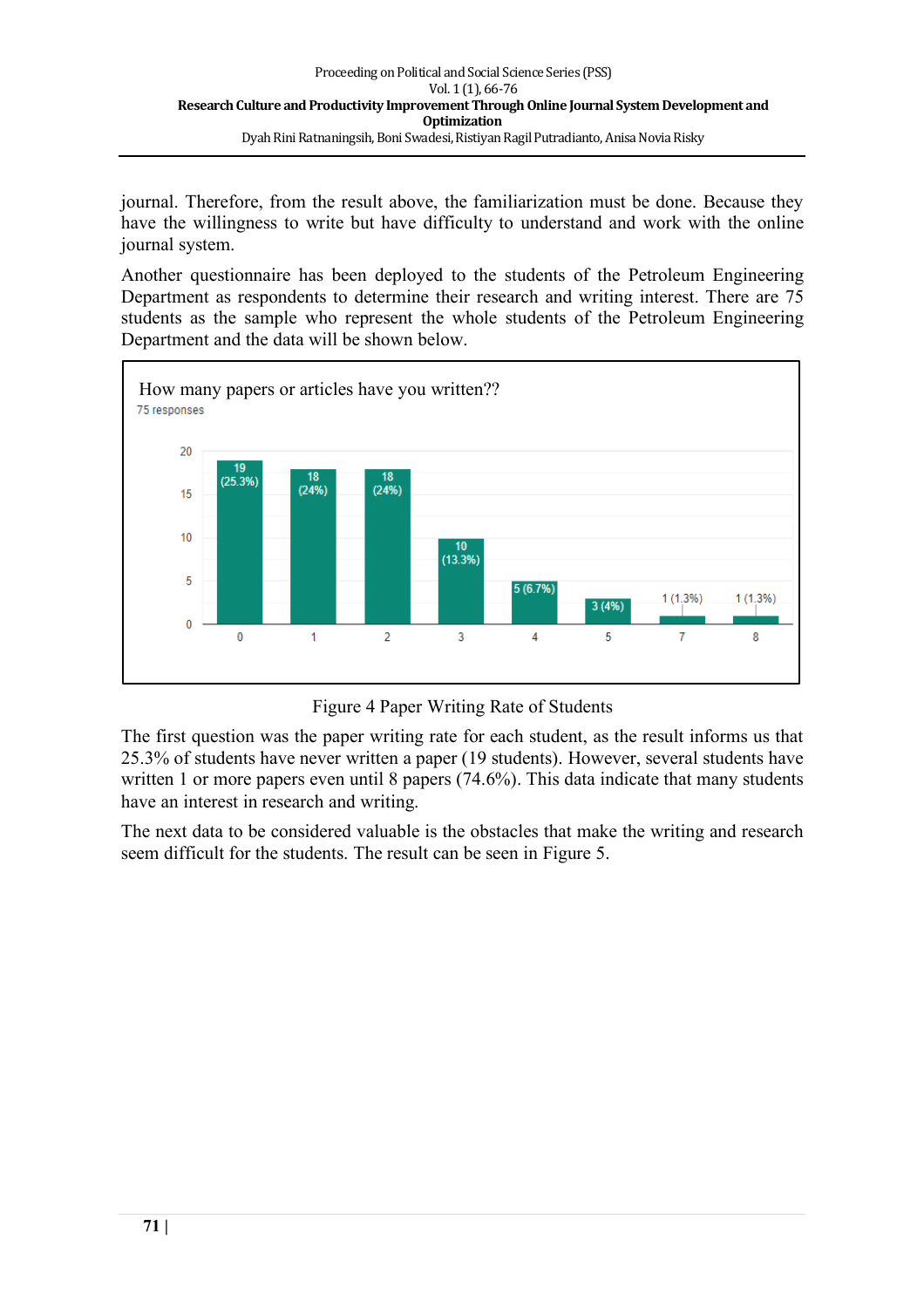journal. Therefore, from the result above, the familiarization must be done. Because they have the willingness to write but have difficulty to understand and work with the online journal system.

Another questionnaire has been deployed to the students of the Petroleum Engineering Department as respondents to determine their research and writing interest. There are 75 students as the sample who represent the whole students of the Petroleum Engineering Department and the data will be shown below.

How many papers or articles have you written??
75 responses

| Papers | Responses |
|---|---|
| 0 | 19 (25.3%) |
| 1 | 18 (24%) |
| 2 | 18 (24%) |
| 3 | 10 (13.3%) |
| 4 | 5 (6.7%) |
| 5 | 3 (4%) |
| 7 | 1 (1.3%) |
| 8 | 1 (1.3%) |

Figure 4 Paper Writing Rate of Students

The first question was the paper writing rate for each student, as the result informs us that 25.3% of students have never written a paper (19 students). However, several students have written 1 or more papers even until 8 papers (74.6%). This data indicate that many students have an interest in research and writing.

The next data to be considered valuable is the obstacles that make the writing and research seem difficult for the students. The result can be seen in Figure 5.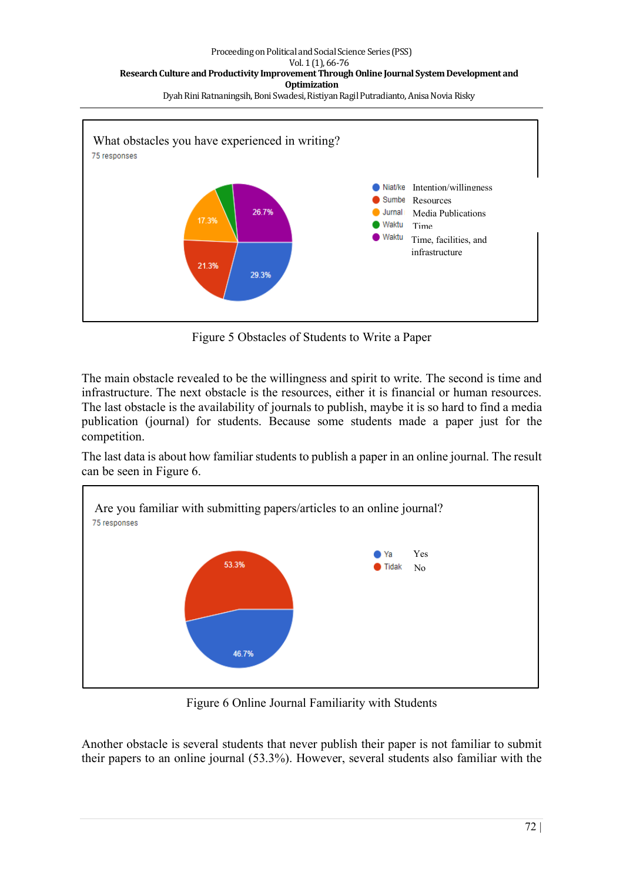Figure 5 Obstacles of Students to Write a Paper

The main obstacle revealed to be the willingness and spirit to write. The second is time and infrastructure. The next obstacle is the resources, either it is financial or human resources. The last obstacle is the availability of journals to publish, maybe it is so hard to find a media publication (journal) for students. Because some students made a paper just for the competition.

The last data is about how familiar students to publish a paper in an online journal. The result can be seen in Figure 6.

Figure 6 Online Journal Familiarity with Students

Another obstacle is several students that never publish their paper is not familiar to submit their papers to an online journal (53.3%). However, several students also familiar with the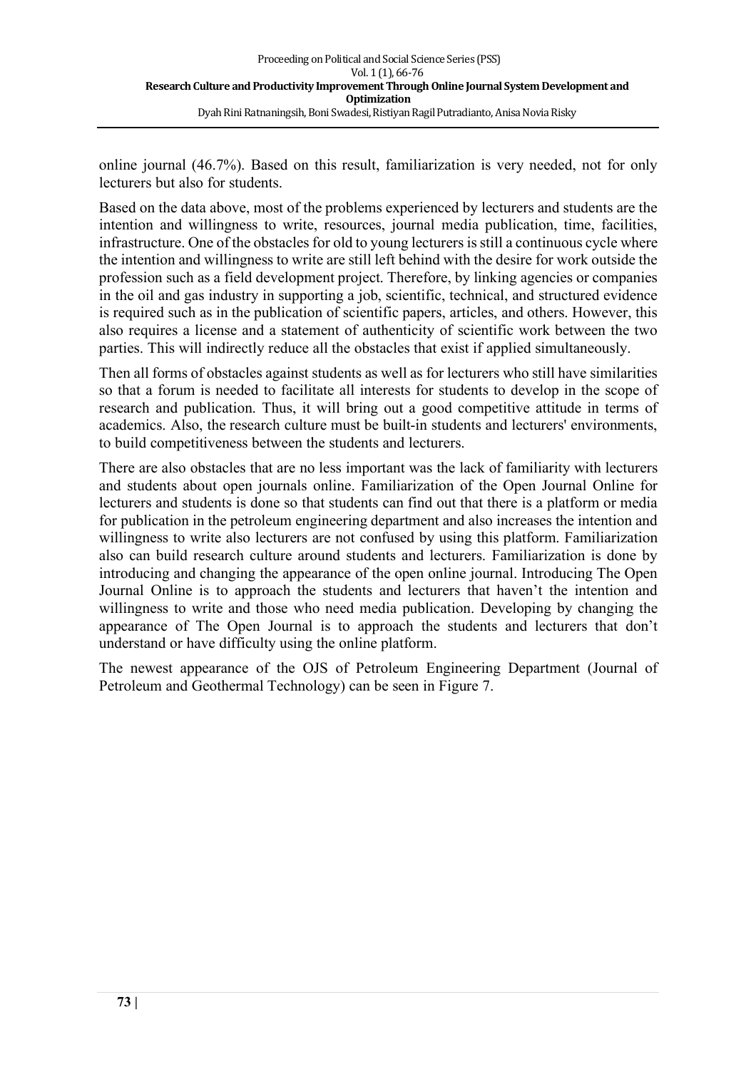online journal (46.7%). Based on this result, familiarization is very needed, not for only lecturers but also for students.

Based on the data above, most of the problems experienced by lecturers and students are the intention and willingness to write, resources, journal media publication, time, facilities, infrastructure. One of the obstacles for old to young lecturers is still a continuous cycle where the intention and willingness to write are still left behind with the desire for work outside the profession such as a field development project. Therefore, by linking agencies or companies in the oil and gas industry in supporting a job, scientific, technical, and structured evidence is required such as in the publication of scientific papers, articles, and others. However, this also requires a license and a statement of authenticity of scientific work between the two parties. This will indirectly reduce all the obstacles that exist if applied simultaneously.

Then all forms of obstacles against students as well as for lecturers who still have similarities so that a forum is needed to facilitate all interests for students to develop in the scope of research and publication. Thus, it will bring out a good competitive attitude in terms of academics. Also, the research culture must be built-in students and lecturers' environments, to build competitiveness between the students and lecturers.

There are also obstacles that are no less important was the lack of familiarity with lecturers and students about open journals online. Familiarization of the Open Journal Online for lecturers and students is done so that students can find out that there is a platform or media for publication in the petroleum engineering department and also increases the intention and willingness to write also lecturers are not confused by using this platform. Familiarization also can build research culture around students and lecturers. Familiarization is done by introducing and changing the appearance of the open online journal. Introducing The Open Journal Online is to approach the students and lecturers that haven't the intention and willingness to write and those who need media publication. Developing by changing the appearance of The Open Journal is to approach the students and lecturers that don't understand or have difficulty using the online platform.

The newest appearance of the OJS of Petroleum Engineering Department (Journal of Petroleum and Geothermal Technology) can be seen in Figure 7.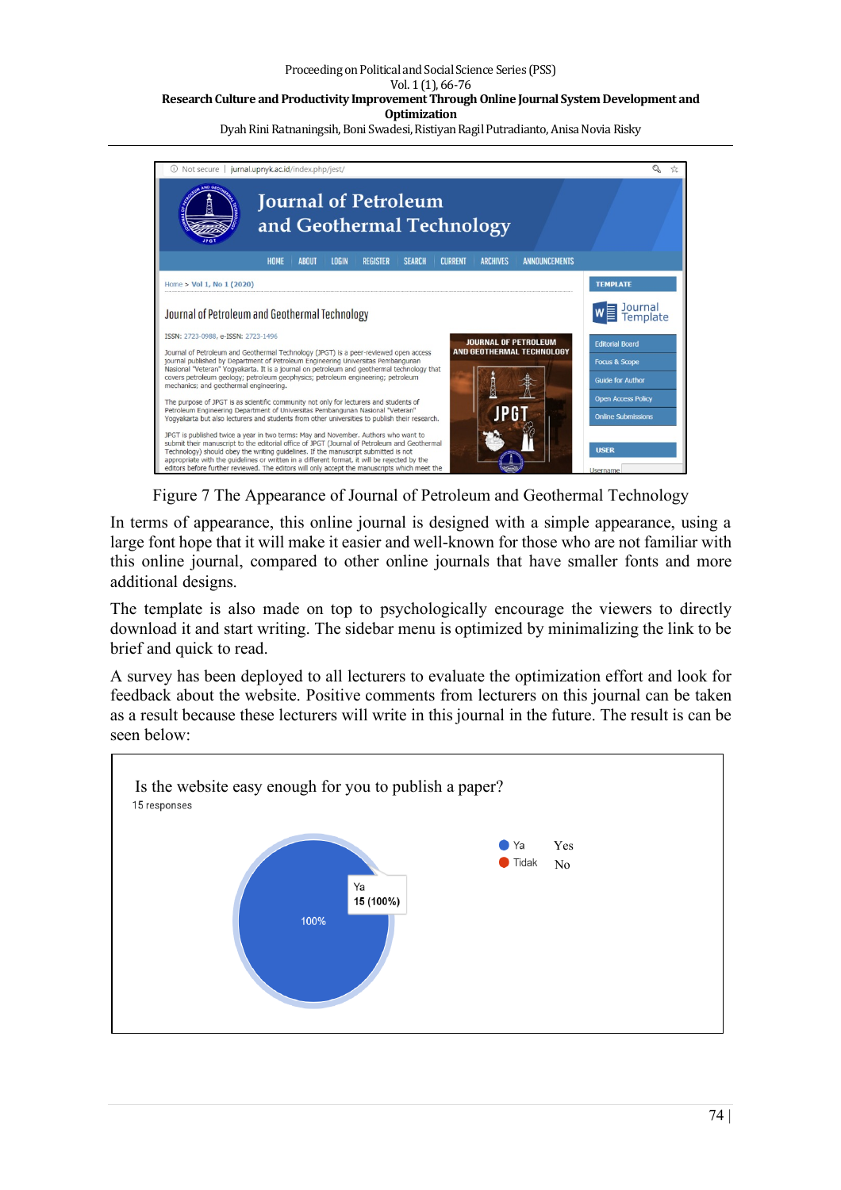Figure 7 The Appearance of Journal of Petroleum and Geothermal Technology

In terms of appearance, this online journal is designed with a simple appearance, using a large font hope that it will make it easier and well-known for those who are not familiar with this online journal, compared to other online journals that have smaller fonts and more additional designs.

The template is also made on top to psychologically encourage the viewers to directly download it and start writing. The sidebar menu is optimized by minimalizing the link to be brief and quick to read.

A survey has been deployed to all lecturers to evaluate the optimization effort and look for feedback about the website. Positive comments from lecturers on this journal can be taken as a result because these lecturers will write in this journal in the future. The result is can be seen below:

Is the website easy enough for you to publish a paper?

15 responses

| Response | | Count |
|---|---|---|
| Ya | Yes | 15 (100%) |
| Tidak | No | |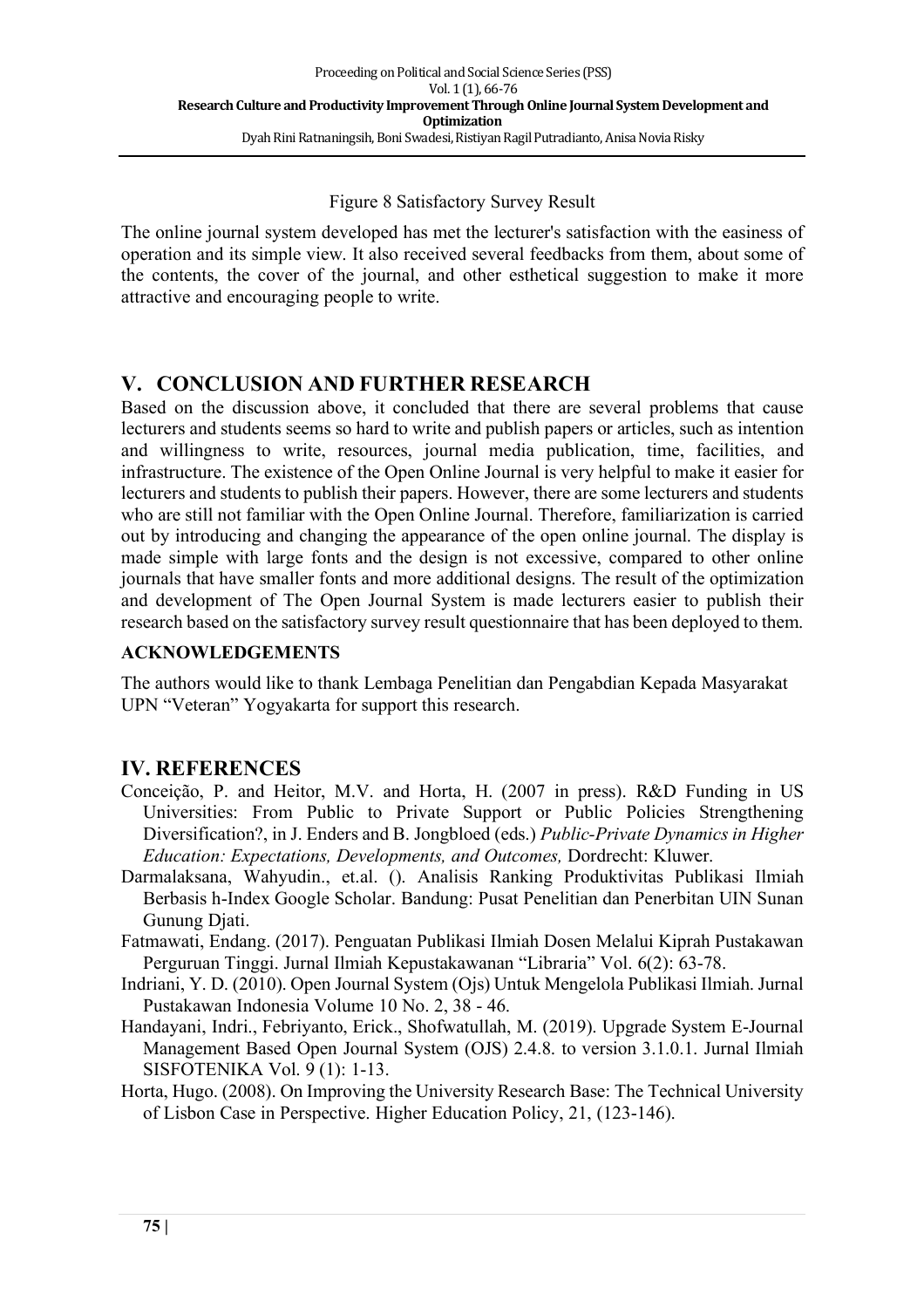Figure 8 Satisfactory Survey Result

The online journal system developed has met the lecturer's satisfaction with the easiness of operation and its simple view. It also received several feedbacks from them, about some of the contents, the cover of the journal, and other esthetical suggestion to make it more attractive and encouraging people to write.

## V. CONCLUSION AND FURTHER RESEARCH

Based on the discussion above, it concluded that there are several problems that cause lecturers and students seems so hard to write and publish papers or articles, such as intention and willingness to write, resources, journal media publication, time, facilities, and infrastructure. The existence of the Open Online Journal is very helpful to make it easier for lecturers and students to publish their papers. However, there are some lecturers and students who are still not familiar with the Open Online Journal. Therefore, familiarization is carried out by introducing and changing the appearance of the open online journal. The display is made simple with large fonts and the design is not excessive, compared to other online journals that have smaller fonts and more additional designs. The result of the optimization and development of The Open Journal System is made lecturers easier to publish their research based on the satisfactory survey result questionnaire that has been deployed to them.

### ACKNOWLEDGEMENTS

The authors would like to thank Lembaga Penelitian dan Pengabdian Kepada Masyarakat UPN "Veteran" Yogyakarta for support this research.

## IV. REFERENCES

Conceição, P. and Heitor, M.V. and Horta, H. (2007 in press). R&D Funding in US Universities: From Public to Private Support or Public Policies Strengthening Diversification?, in J. Enders and B. Jongbloed (eds.) *Public-Private Dynamics in Higher Education: Expectations, Developments, and Outcomes,* Dordrecht: Kluwer.

Darmalaksana, Wahyudin., et.al. (). Analisis Ranking Produktivitas Publikasi Ilmiah Berbasis h-Index Google Scholar. Bandung: Pusat Penelitian dan Penerbitan UIN Sunan Gunung Djati.

Fatmawati, Endang. (2017). Penguatan Publikasi Ilmiah Dosen Melalui Kiprah Pustakawan Perguruan Tinggi. Jurnal Ilmiah Kepustakawanan "Libraria" Vol. 6(2): 63-78.

Indriani, Y. D. (2010). Open Journal System (Ojs) Untuk Mengelola Publikasi Ilmiah. Jurnal Pustakawan Indonesia Volume 10 No. 2, 38 - 46.

Handayani, Indri., Febriyanto, Erick., Shofwatullah, M. (2019). Upgrade System E-Journal Management Based Open Journal System (OJS) 2.4.8. to version 3.1.0.1. Jurnal Ilmiah SISFOTENIKA Vol. 9 (1): 1-13.

Horta, Hugo. (2008). On Improving the University Research Base: The Technical University of Lisbon Case in Perspective. Higher Education Policy, 21, (123-146).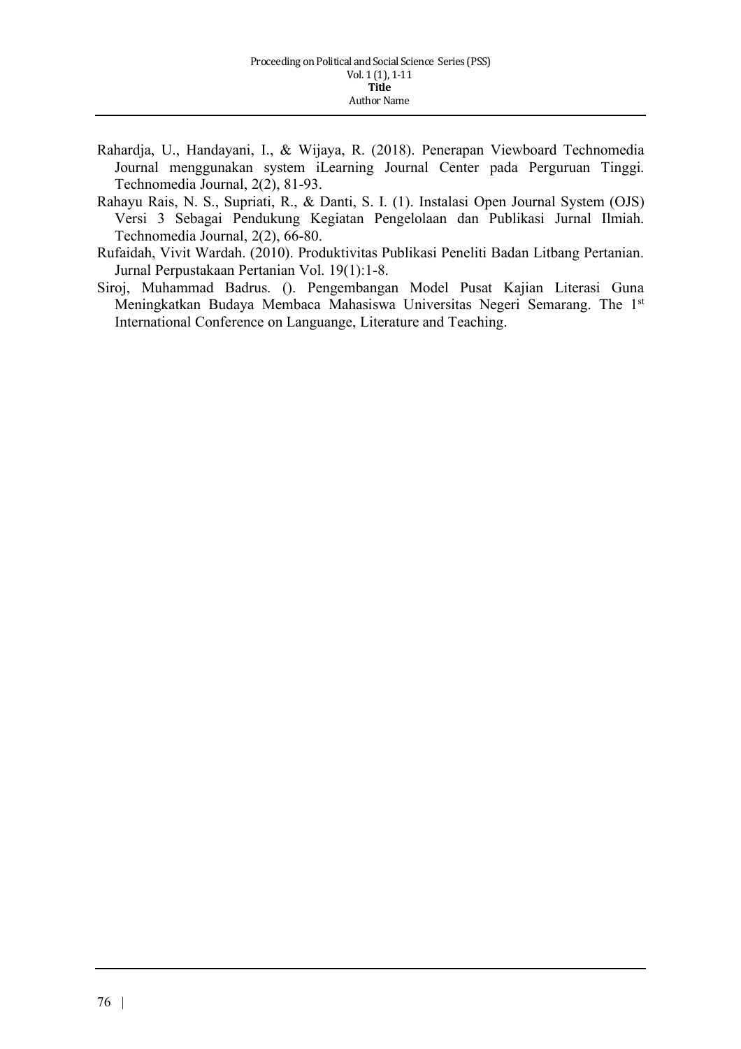Rahardja, U., Handayani, I., & Wijaya, R. (2018). Penerapan Viewboard Technomedia Journal menggunakan system iLearning Journal Center pada Perguruan Tinggi. Technomedia Journal, 2(2), 81-93.

Rahayu Rais, N. S., Supriati, R., & Danti, S. I. (1). Instalasi Open Journal System (OJS) Versi 3 Sebagai Pendukung Kegiatan Pengelolaan dan Publikasi Jurnal Ilmiah. Technomedia Journal, 2(2), 66-80.

Rufaidah, Vivit Wardah. (2010). Produktivitas Publikasi Peneliti Badan Litbang Pertanian. Jurnal Perpustakaan Pertanian Vol. 19(1):1-8.

Siroj, Muhammad Badrus. (). Pengembangan Model Pusat Kajian Literasi Guna Meningkatkan Budaya Membaca Mahasiswa Universitas Negeri Semarang. The 1st International Conference on Languange, Literature and Teaching.